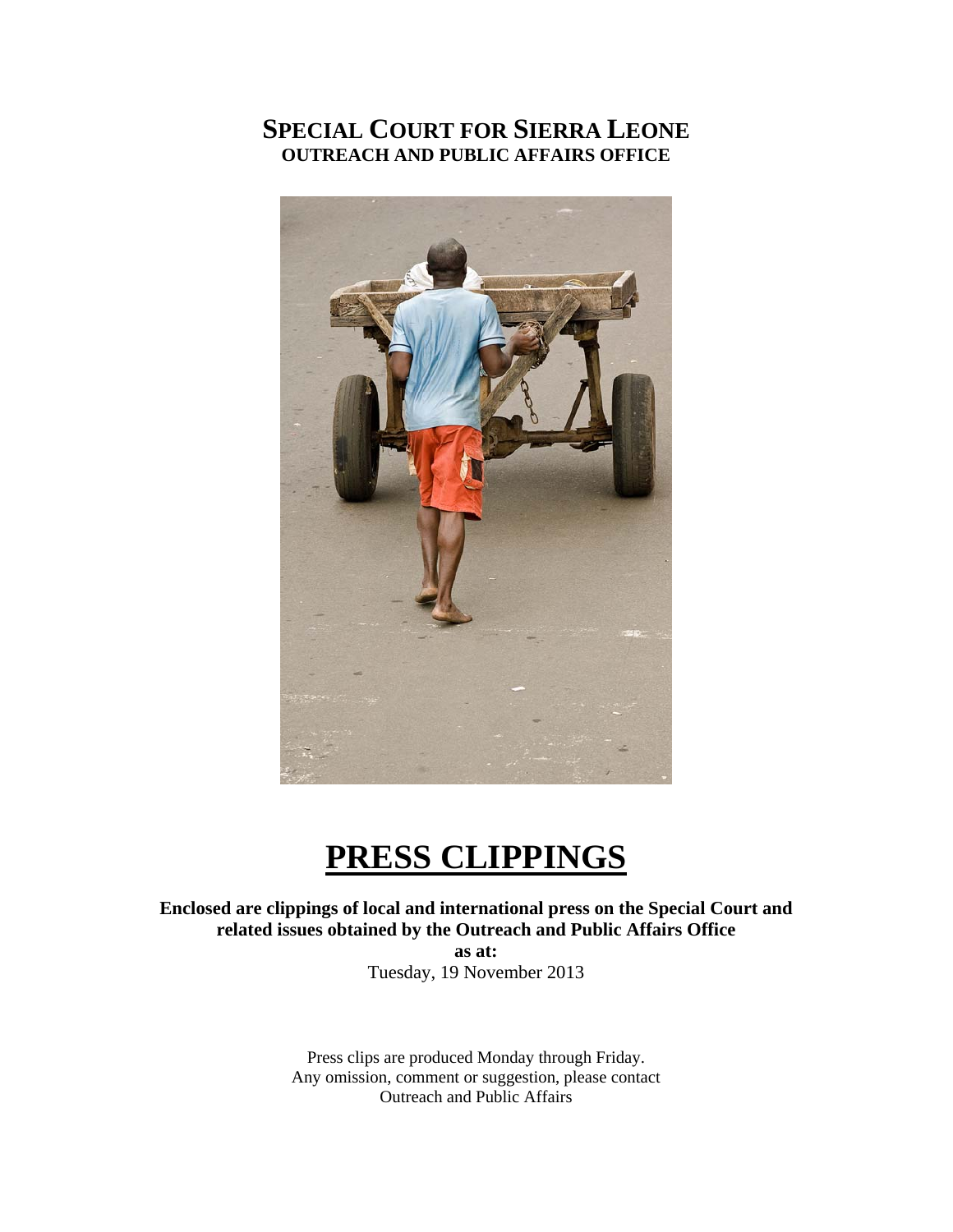# SPECIAL COURT FOR SIERRA LEONE
## OUTREACH AND PUBLIC AFFAIRS OFFICE

# PRESS CLIPPINGS

**Enclosed are clippings of local and international press on the Special Court and related issues obtained by the Outreach and Public Affairs Office**

**as at:**

Tuesday, 19 November 2013

Press clips are produced Monday through Friday.
Any omission, comment or suggestion, please contact
Outreach and Public Affairs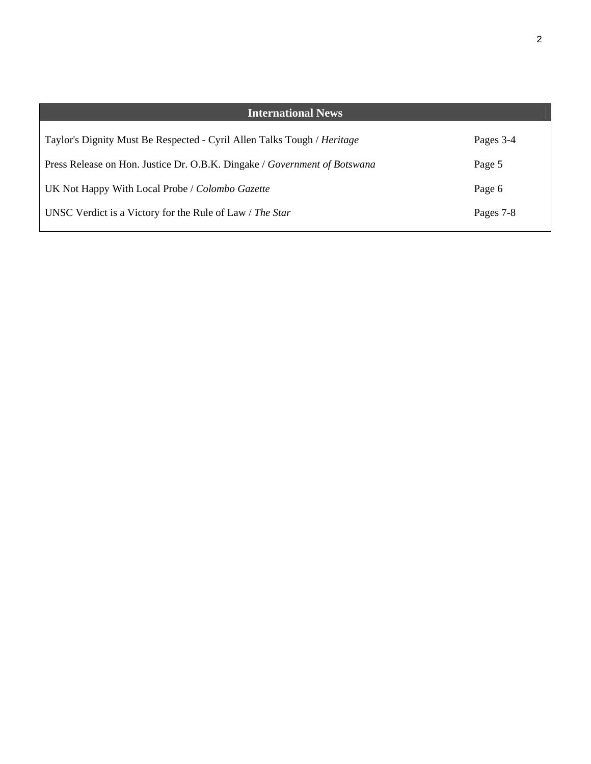## International News

| | |
|---|---|
| Taylor's Dignity Must Be Respected - Cyril Allen Talks Tough / *Heritage* | Pages 3-4 |
| Press Release on Hon. Justice Dr. O.B.K. Dingake / *Government of Botswana* | Page 5 |
| UK Not Happy With Local Probe / *Colombo Gazette* | Page 6 |
| UNSC Verdict is a Victory for the Rule of Law / *The Star* | Pages 7-8 |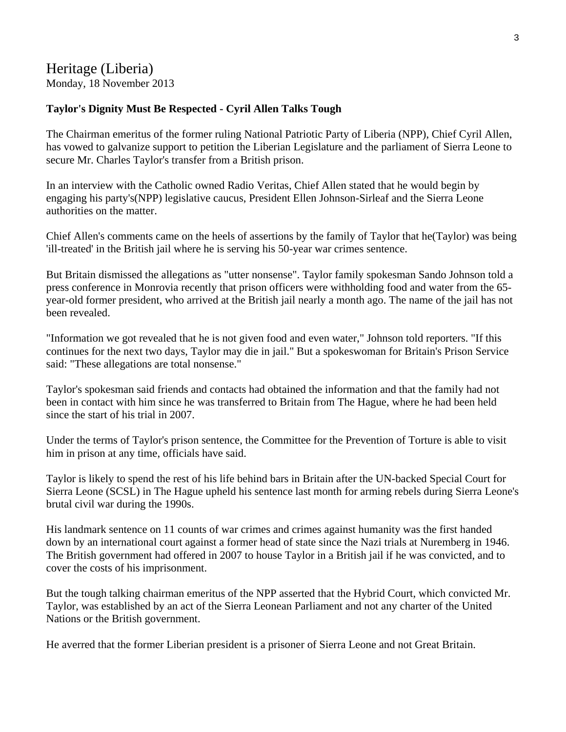# Heritage (Liberia)

Monday, 18 November 2013

**Taylor's Dignity Must Be Respected - Cyril Allen Talks Tough**

The Chairman emeritus of the former ruling National Patriotic Party of Liberia (NPP), Chief Cyril Allen, has vowed to galvanize support to petition the Liberian Legislature and the parliament of Sierra Leone to secure Mr. Charles Taylor's transfer from a British prison.

In an interview with the Catholic owned Radio Veritas, Chief Allen stated that he would begin by engaging his party's(NPP) legislative caucus, President Ellen Johnson-Sirleaf and the Sierra Leone authorities on the matter.

Chief Allen's comments came on the heels of assertions by the family of Taylor that he(Taylor) was being 'ill-treated' in the British jail where he is serving his 50-year war crimes sentence.

But Britain dismissed the allegations as "utter nonsense". Taylor family spokesman Sando Johnson told a press conference in Monrovia recently that prison officers were withholding food and water from the 65-year-old former president, who arrived at the British jail nearly a month ago. The name of the jail has not been revealed.

"Information we got revealed that he is not given food and even water," Johnson told reporters. "If this continues for the next two days, Taylor may die in jail." But a spokeswoman for Britain's Prison Service said: "These allegations are total nonsense."

Taylor's spokesman said friends and contacts had obtained the information and that the family had not been in contact with him since he was transferred to Britain from The Hague, where he had been held since the start of his trial in 2007.

Under the terms of Taylor's prison sentence, the Committee for the Prevention of Torture is able to visit him in prison at any time, officials have said.

Taylor is likely to spend the rest of his life behind bars in Britain after the UN-backed Special Court for Sierra Leone (SCSL) in The Hague upheld his sentence last month for arming rebels during Sierra Leone's brutal civil war during the 1990s.

His landmark sentence on 11 counts of war crimes and crimes against humanity was the first handed down by an international court against a former head of state since the Nazi trials at Nuremberg in 1946. The British government had offered in 2007 to house Taylor in a British jail if he was convicted, and to cover the costs of his imprisonment.

But the tough talking chairman emeritus of the NPP asserted that the Hybrid Court, which convicted Mr. Taylor, was established by an act of the Sierra Leonean Parliament and not any charter of the United Nations or the British government.

He averred that the former Liberian president is a prisoner of Sierra Leone and not Great Britain.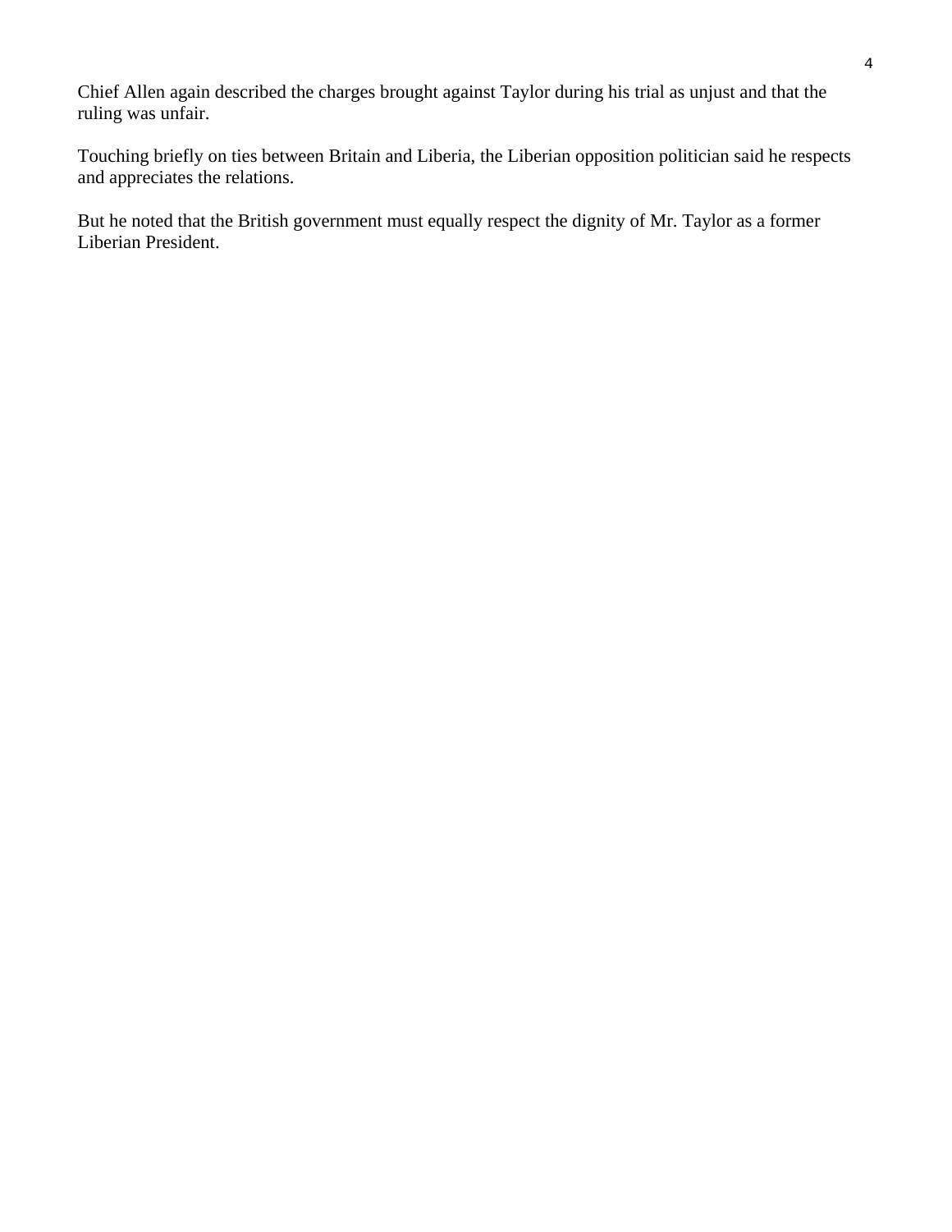Chief Allen again described the charges brought against Taylor during his trial as unjust and that the ruling was unfair.

Touching briefly on ties between Britain and Liberia, the Liberian opposition politician said he respects and appreciates the relations.

But he noted that the British government must equally respect the dignity of Mr. Taylor as a former Liberian President.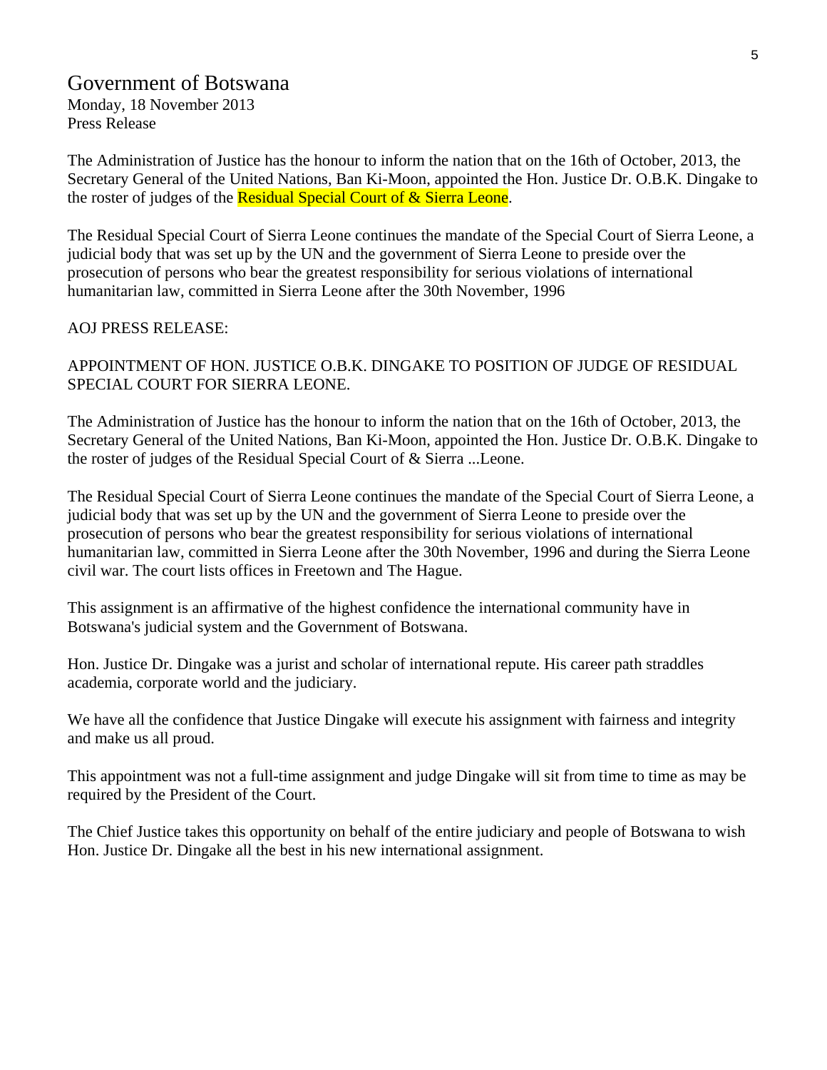# Government of Botswana

Monday, 18 November 2013
Press Release

The Administration of Justice has the honour to inform the nation that on the 16th of October, 2013, the Secretary General of the United Nations, Ban Ki-Moon, appointed the Hon. Justice Dr. O.B.K. Dingake to the roster of judges of the Residual Special Court of & Sierra Leone.

The Residual Special Court of Sierra Leone continues the mandate of the Special Court of Sierra Leone, a judicial body that was set up by the UN and the government of Sierra Leone to preside over the prosecution of persons who bear the greatest responsibility for serious violations of international humanitarian law, committed in Sierra Leone after the 30th November, 1996

AOJ PRESS RELEASE:

APPOINTMENT OF HON. JUSTICE O.B.K. DINGAKE TO POSITION OF JUDGE OF RESIDUAL SPECIAL COURT FOR SIERRA LEONE.

The Administration of Justice has the honour to inform the nation that on the 16th of October, 2013, the Secretary General of the United Nations, Ban Ki-Moon, appointed the Hon. Justice Dr. O.B.K. Dingake to the roster of judges of the Residual Special Court of & Sierra ...Leone.

The Residual Special Court of Sierra Leone continues the mandate of the Special Court of Sierra Leone, a judicial body that was set up by the UN and the government of Sierra Leone to preside over the prosecution of persons who bear the greatest responsibility for serious violations of international humanitarian law, committed in Sierra Leone after the 30th November, 1996 and during the Sierra Leone civil war. The court lists offices in Freetown and The Hague.

This assignment is an affirmative of the highest confidence the international community have in Botswana's judicial system and the Government of Botswana.

Hon. Justice Dr. Dingake was a jurist and scholar of international repute. His career path straddles academia, corporate world and the judiciary.

We have all the confidence that Justice Dingake will execute his assignment with fairness and integrity and make us all proud.

This appointment was not a full-time assignment and judge Dingake will sit from time to time as may be required by the President of the Court.

The Chief Justice takes this opportunity on behalf of the entire judiciary and people of Botswana to wish Hon. Justice Dr. Dingake all the best in his new international assignment.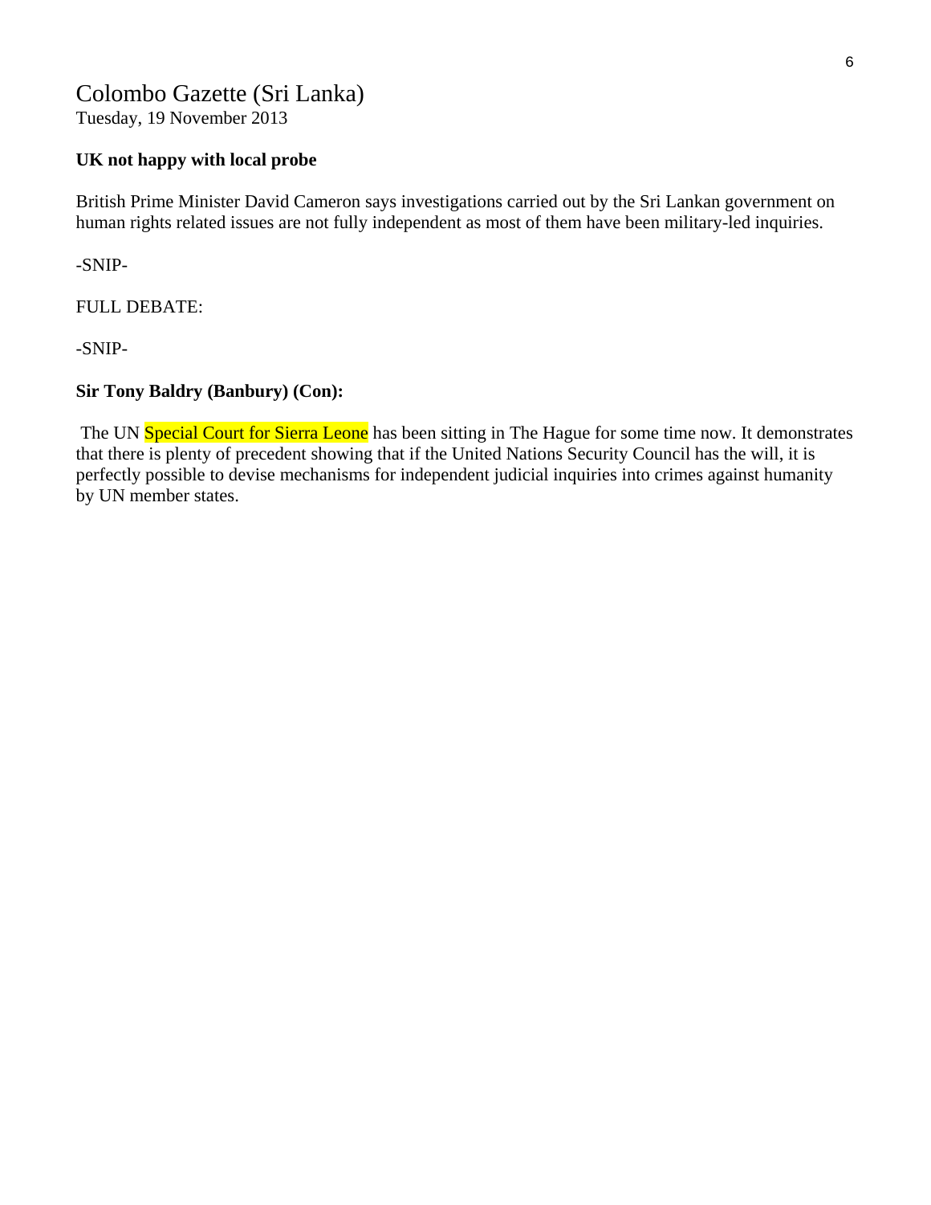# Colombo Gazette (Sri Lanka)

Tuesday, 19 November 2013

**UK not happy with local probe**

British Prime Minister David Cameron says investigations carried out by the Sri Lankan government on human rights related issues are not fully independent as most of them have been military-led inquiries.

-SNIP-

FULL DEBATE:

-SNIP-

**Sir Tony Baldry (Banbury) (Con):**

The UN Special Court for Sierra Leone has been sitting in The Hague for some time now. It demonstrates that there is plenty of precedent showing that if the United Nations Security Council has the will, it is perfectly possible to devise mechanisms for independent judicial inquiries into crimes against humanity by UN member states.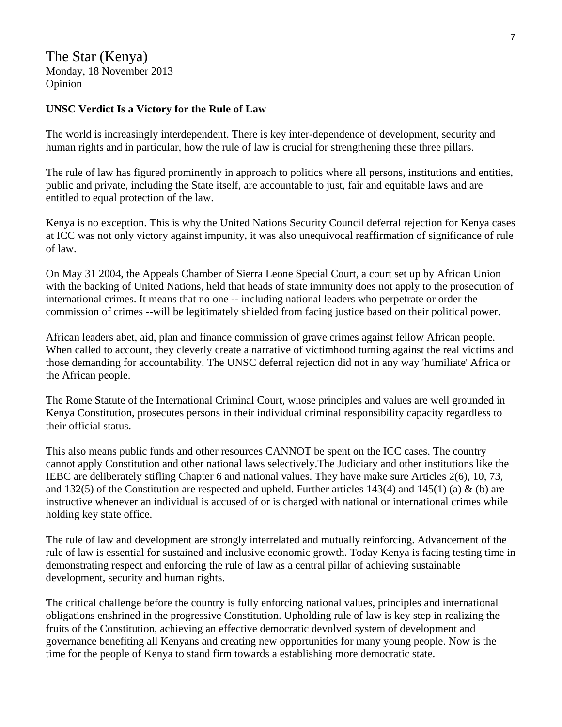The Star (Kenya)
Monday, 18 November 2013
Opinion

**UNSC Verdict Is a Victory for the Rule of Law**

The world is increasingly interdependent. There is key inter-dependence of development, security and human rights and in particular, how the rule of law is crucial for strengthening these three pillars.

The rule of law has figured prominently in approach to politics where all persons, institutions and entities, public and private, including the State itself, are accountable to just, fair and equitable laws and are entitled to equal protection of the law.

Kenya is no exception. This is why the United Nations Security Council deferral rejection for Kenya cases at ICC was not only victory against impunity, it was also unequivocal reaffirmation of significance of rule of law.

On May 31 2004, the Appeals Chamber of Sierra Leone Special Court, a court set up by African Union with the backing of United Nations, held that heads of state immunity does not apply to the prosecution of international crimes. It means that no one -- including national leaders who perpetrate or order the commission of crimes --will be legitimately shielded from facing justice based on their political power.

African leaders abet, aid, plan and finance commission of grave crimes against fellow African people. When called to account, they cleverly create a narrative of victimhood turning against the real victims and those demanding for accountability. The UNSC deferral rejection did not in any way 'humiliate' Africa or the African people.

The Rome Statute of the International Criminal Court, whose principles and values are well grounded in Kenya Constitution, prosecutes persons in their individual criminal responsibility capacity regardless to their official status.

This also means public funds and other resources CANNOT be spent on the ICC cases. The country cannot apply Constitution and other national laws selectively.The Judiciary and other institutions like the IEBC are deliberately stifling Chapter 6 and national values. They have make sure Articles 2(6), 10, 73, and 132(5) of the Constitution are respected and upheld. Further articles 143(4) and 145(1) (a) & (b) are instructive whenever an individual is accused of or is charged with national or international crimes while holding key state office.

The rule of law and development are strongly interrelated and mutually reinforcing. Advancement of the rule of law is essential for sustained and inclusive economic growth. Today Kenya is facing testing time in demonstrating respect and enforcing the rule of law as a central pillar of achieving sustainable development, security and human rights.

The critical challenge before the country is fully enforcing national values, principles and international obligations enshrined in the progressive Constitution. Upholding rule of law is key step in realizing the fruits of the Constitution, achieving an effective democratic devolved system of development and governance benefiting all Kenyans and creating new opportunities for many young people. Now is the time for the people of Kenya to stand firm towards a establishing more democratic state.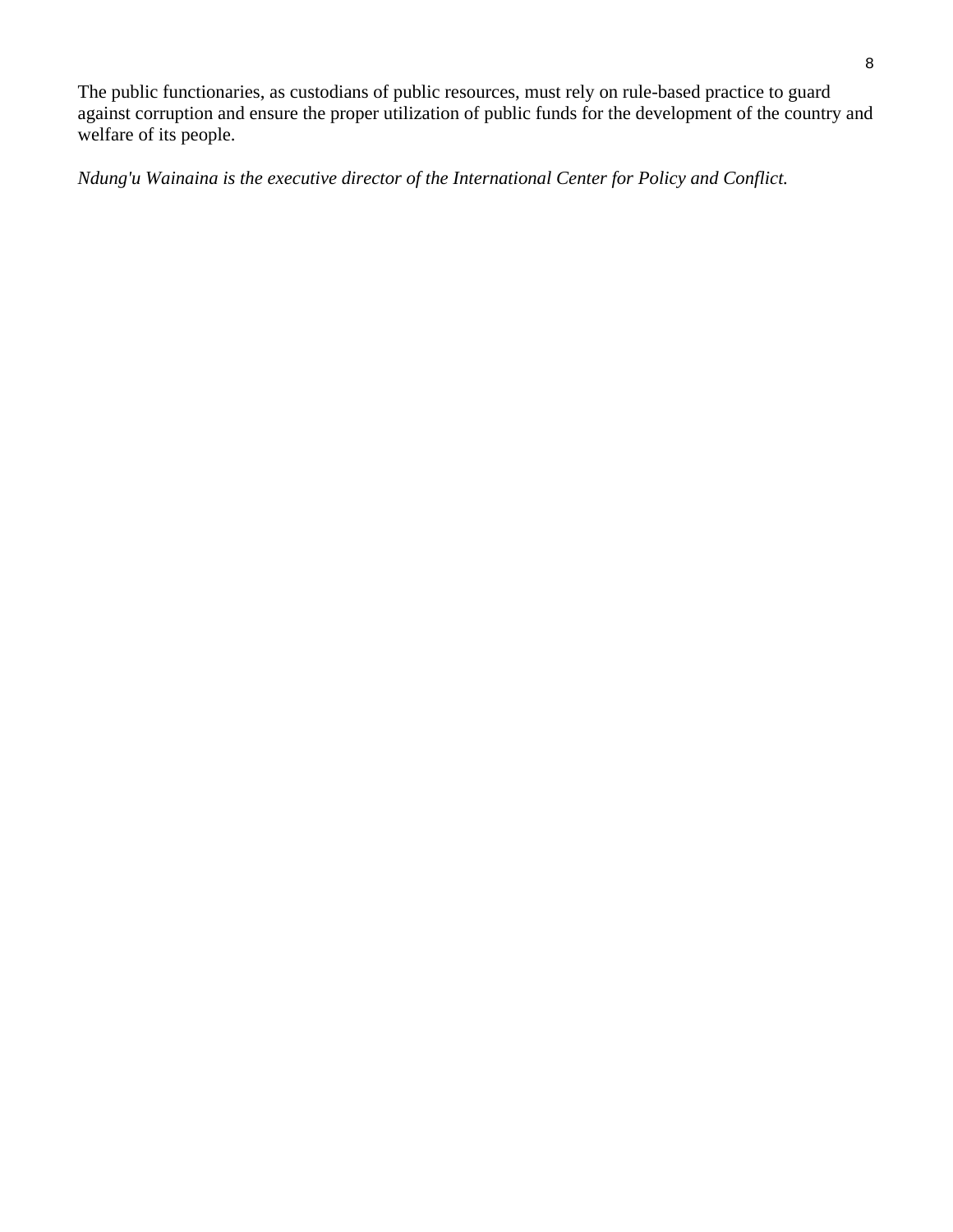The public functionaries, as custodians of public resources, must rely on rule-based practice to guard against corruption and ensure the proper utilization of public funds for the development of the country and welfare of its people.

*Ndung'u Wainaina is the executive director of the International Center for Policy and Conflict.*